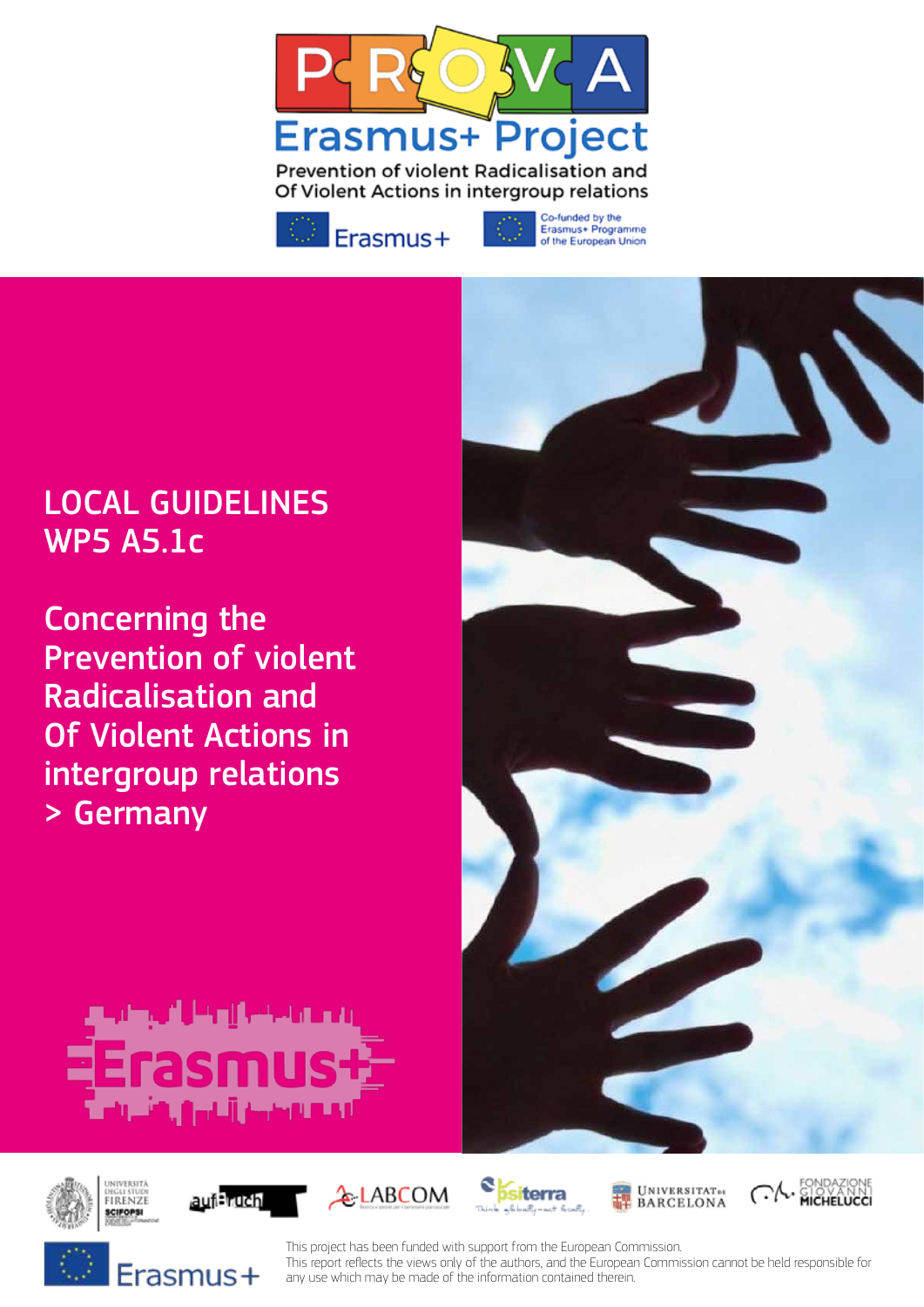# PROVA Erasmus+ Project

Prevention of violent Radicalisation and Of Violent Actions in intergroup relations

Erasmus+

Co-funded by the Erasmus+ Programme of the European Union

## LOCAL GUIDELINES WP5 A5.1c

## Concerning the Prevention of violent Radicalisation and Of Violent Actions in intergroup relations > Germany

Erasmus+

This project has been funded with support from the European Commission.
This report reflects the views only of the authors, and the European Commission cannot be held responsible for any use which may be made of the information contained therein.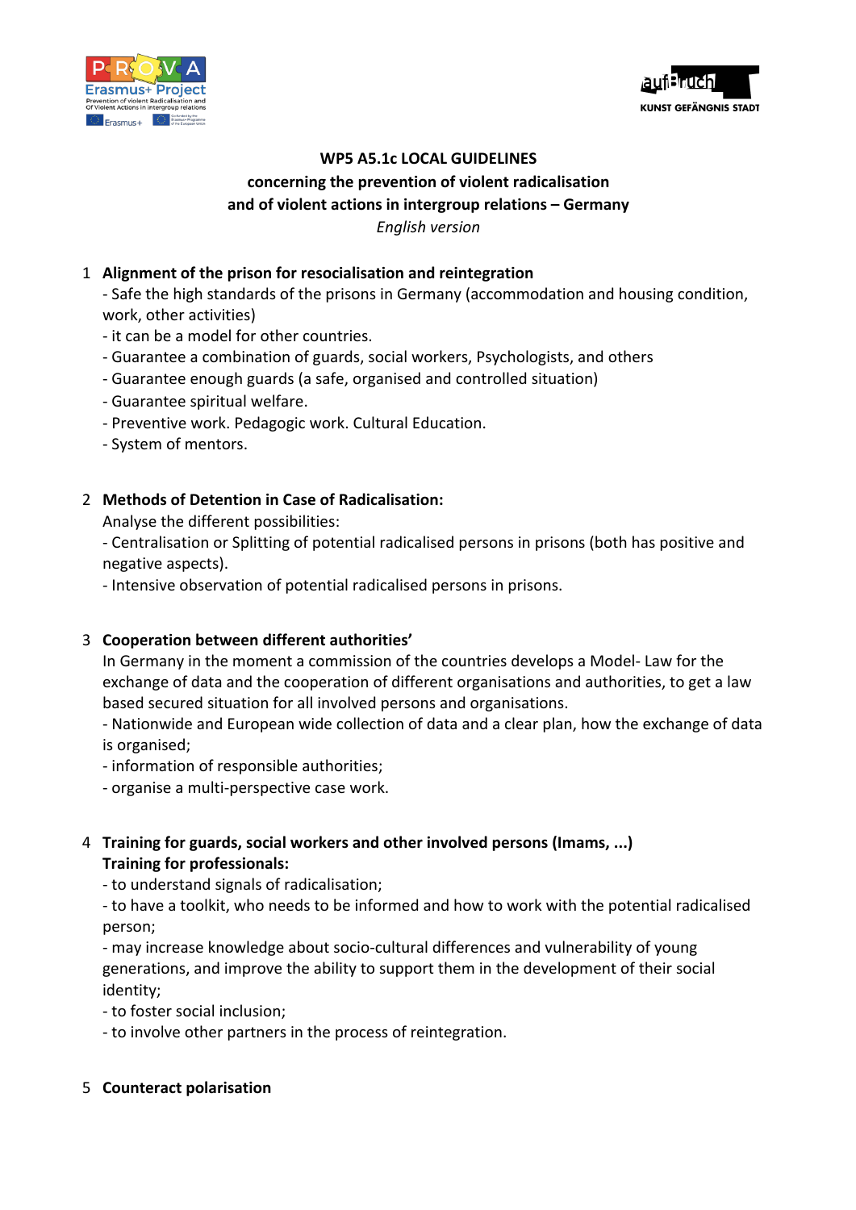**WP5 A5.1c LOCAL GUIDELINES**
**concerning the prevention of violent radicalisation**
**and of violent actions in intergroup relations – Germany**
*English version*

1. **Alignment of the prison for resocialisation and reintegration**
   - Safe the high standards of the prisons in Germany (accommodation and housing condition, work, other activities)
   - it can be a model for other countries.
   - Guarantee a combination of guards, social workers, Psychologists, and others
   - Guarantee enough guards (a safe, organised and controlled situation)
   - Guarantee spiritual welfare.
   - Preventive work. Pedagogic work. Cultural Education.
   - System of mentors.

2. **Methods of Detention in Case of Radicalisation:**
   Analyse the different possibilities:
   - Centralisation or Splitting of potential radicalised persons in prisons (both has positive and negative aspects).
   - Intensive observation of potential radicalised persons in prisons.

3. **Cooperation between different authorities'**
   In Germany in the moment a commission of the countries develops a Model- Law for the exchange of data and the cooperation of different organisations and authorities, to get a law based secured situation for all involved persons and organisations.
   - Nationwide and European wide collection of data and a clear plan, how the exchange of data is organised;
   - information of responsible authorities;
   - organise a multi-perspective case work.

4. **Training for guards, social workers and other involved persons (Imams, ...)**
   **Training for professionals:**
   - to understand signals of radicalisation;
   - to have a toolkit, who needs to be informed and how to work with the potential radicalised person;
   - may increase knowledge about socio-cultural differences and vulnerability of young generations, and improve the ability to support them in the development of their social identity;
   - to foster social inclusion;
   - to involve other partners in the process of reintegration.

5. **Counteract polarisation**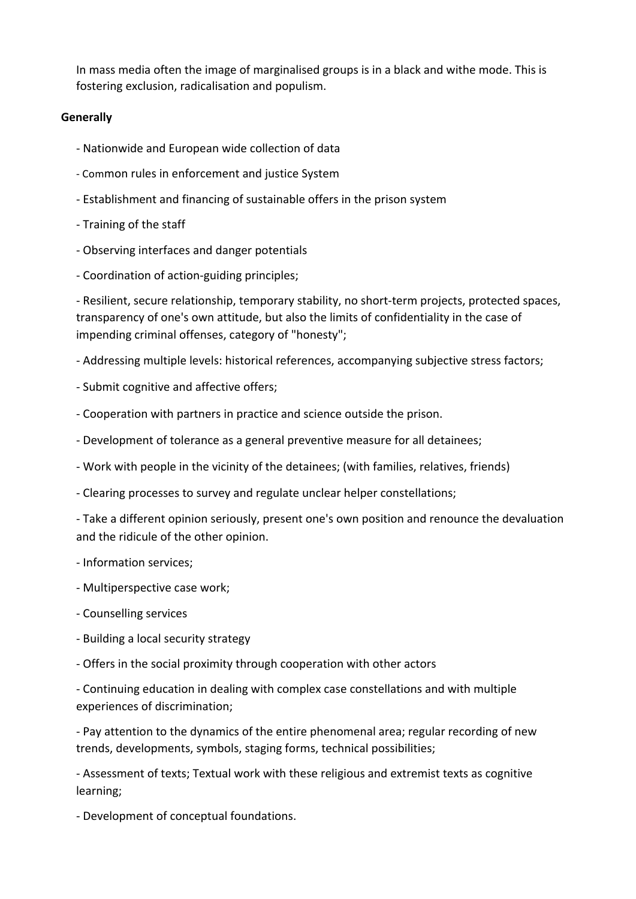In mass media often the image of marginalised groups is in a black and withe mode. This is fostering exclusion, radicalisation and populism.

**Generally**

- Nationwide and European wide collection of data
- Common rules in enforcement and justice System
- Establishment and financing of sustainable offers in the prison system
- Training of the staff
- Observing interfaces and danger potentials
- Coordination of action-guiding principles;
- Resilient, secure relationship, temporary stability, no short-term projects, protected spaces, transparency of one's own attitude, but also the limits of confidentiality in the case of impending criminal offenses, category of "honesty";
- Addressing multiple levels: historical references, accompanying subjective stress factors;
- Submit cognitive and affective offers;
- Cooperation with partners in practice and science outside the prison.
- Development of tolerance as a general preventive measure for all detainees;
- Work with people in the vicinity of the detainees; (with families, relatives, friends)
- Clearing processes to survey and regulate unclear helper constellations;
- Take a different opinion seriously, present one's own position and renounce the devaluation and the ridicule of the other opinion.
- Information services;
- Multiperspective case work;
- Counselling services
- Building a local security strategy
- Offers in the social proximity through cooperation with other actors
- Continuing education in dealing with complex case constellations and with multiple experiences of discrimination;
- Pay attention to the dynamics of the entire phenomenal area; regular recording of new trends, developments, symbols, staging forms, technical possibilities;
- Assessment of texts; Textual work with these religious and extremist texts as cognitive learning;
- Development of conceptual foundations.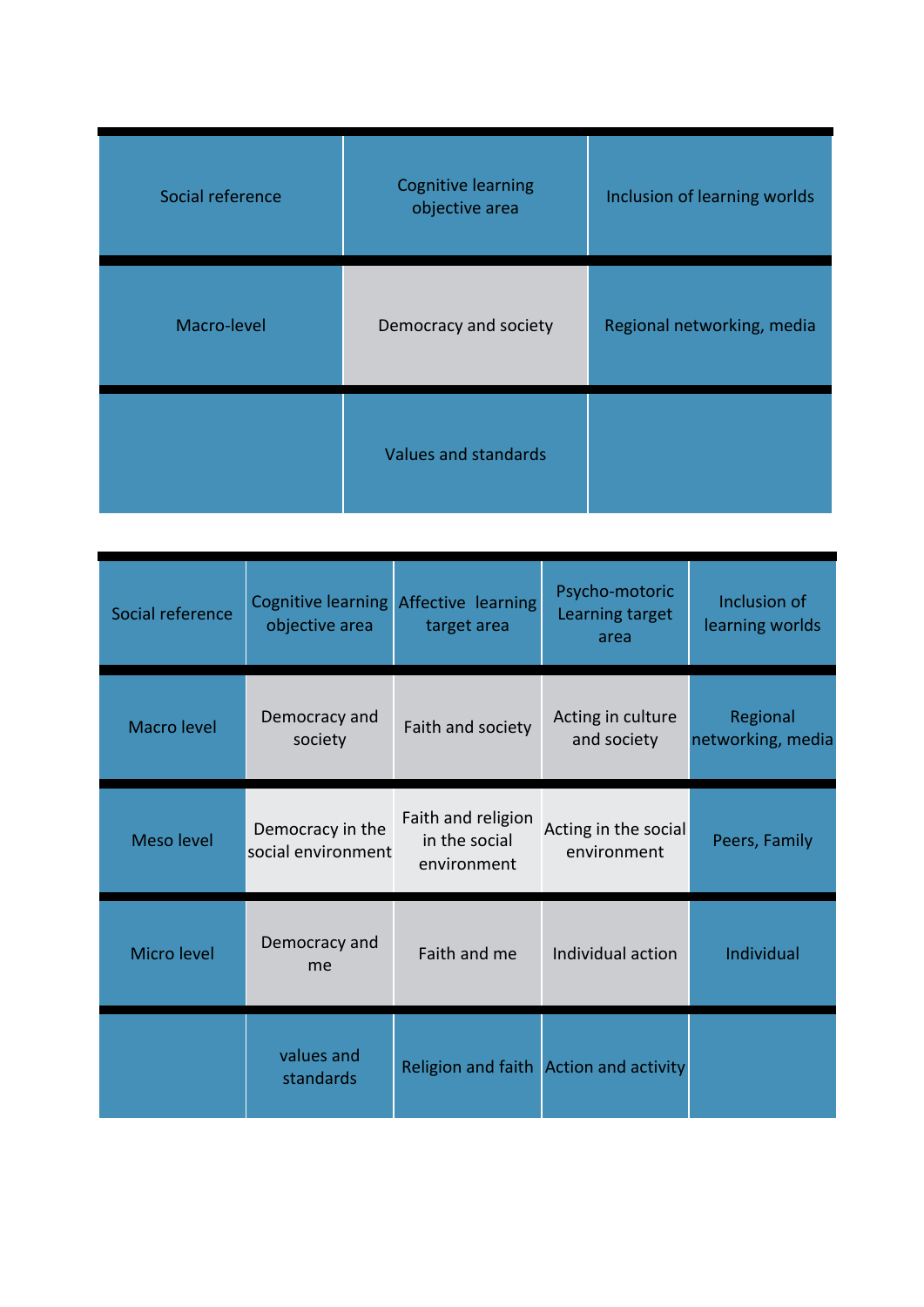| Social reference | Cognitive learning objective area | Inclusion of learning worlds |
|---|---|---|
| Macro-level | Democracy and society | Regional networking, media |
| | Values and standards | |

| Social reference | Cognitive learning objective area | Affective learning target area | Psycho-motoric Learning target area | Inclusion of learning worlds |
|---|---|---|---|---|
| Macro level | Democracy and society | Faith and society | Acting in culture and society | Regional networking, media |
| Meso level | Democracy in the social environment | Faith and religion in the social environment | Acting in the social environment | Peers, Family |
| Micro level | Democracy and me | Faith and me | Individual action | Individual |
| | values and standards | Religion and faith | Action and activity | |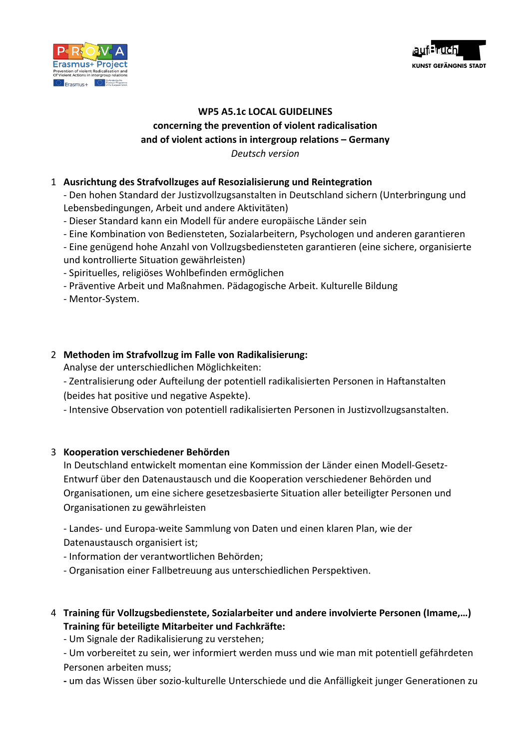**WP5 A5.1c LOCAL GUIDELINES**
**concerning the prevention of violent radicalisation**
**and of violent actions in intergroup relations – Germany**
*Deutsch version*

1 **Ausrichtung des Strafvollzuges auf Resozialisierung und Reintegration**
- Den hohen Standard der Justizvollzugsanstalten in Deutschland sichern (Unterbringung und Lebensbedingungen, Arbeit und andere Aktivitäten)
- Dieser Standard kann ein Modell für andere europäische Länder sein
- Eine Kombination von Bediensteten, Sozialarbeitern, Psychologen und anderen garantieren
- Eine genügend hohe Anzahl von Vollzugsbediensteten garantieren (eine sichere, organisierte und kontrollierte Situation gewährleisten)
- Spirituelles, religiöses Wohlbefinden ermöglichen
- Präventive Arbeit und Maßnahmen. Pädagogische Arbeit. Kulturelle Bildung
- Mentor-System.

2 **Methoden im Strafvollzug im Falle von Radikalisierung:**
Analyse der unterschiedlichen Möglichkeiten:
- Zentralisierung oder Aufteilung der potentiell radikalisierten Personen in Haftanstalten (beides hat positive und negative Aspekte).
- Intensive Observation von potentiell radikalisierten Personen in Justizvollzugsanstalten.

3 **Kooperation verschiedener Behörden**
In Deutschland entwickelt momentan eine Kommission der Länder einen Modell-Gesetz-Entwurf über den Datenaustausch und die Kooperation verschiedener Behörden und Organisationen, um eine sichere gesetzesbasierte Situation aller beteiligter Personen und Organisationen zu gewährleisten

- Landes- und Europa-weite Sammlung von Daten und einen klaren Plan, wie der Datenaustausch organisiert ist;
- Information der verantwortlichen Behörden;
- Organisation einer Fallbetreuung aus unterschiedlichen Perspektiven.

4 **Training für Vollzugsbedienstete, Sozialarbeiter und andere involvierte Personen (Imame,…)**
**Training für beteiligte Mitarbeiter und Fachkräfte:**
- Um Signale der Radikalisierung zu verstehen;
- Um vorbereitet zu sein, wer informiert werden muss und wie man mit potentiell gefährdeten Personen arbeiten muss;
- um das Wissen über sozio-kulturelle Unterschiede und die Anfälligkeit junger Generationen zu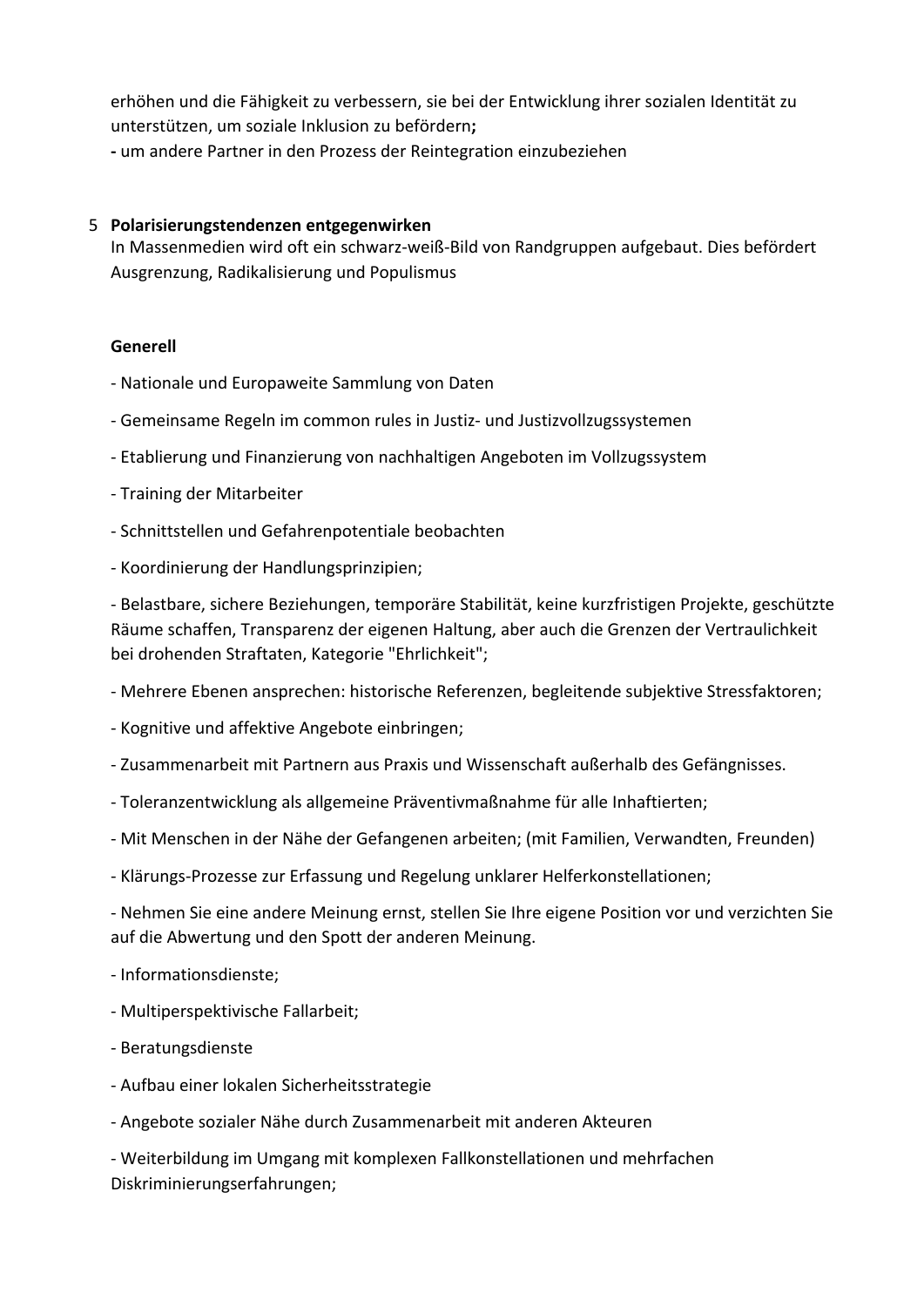erhöhen und die Fähigkeit zu verbessern, sie bei der Entwicklung ihrer sozialen Identität zu unterstützen, um soziale Inklusion zu befördern**;**

**-** um andere Partner in den Prozess der Reintegration einzubeziehen

5 **Polarisierungstendenzen entgegenwirken**

In Massenmedien wird oft ein schwarz-weiß-Bild von Randgruppen aufgebaut. Dies befördert Ausgrenzung, Radikalisierung und Populismus

**Generell**

- Nationale und Europaweite Sammlung von Daten
- Gemeinsame Regeln im common rules in Justiz- und Justizvollzugssystemen
- Etablierung und Finanzierung von nachhaltigen Angeboten im Vollzugssystem
- Training der Mitarbeiter
- Schnittstellen und Gefahrenpotentiale beobachten
- Koordinierung der Handlungsprinzipien;
- Belastbare, sichere Beziehungen, temporäre Stabilität, keine kurzfristigen Projekte, geschützte Räume schaffen, Transparenz der eigenen Haltung, aber auch die Grenzen der Vertraulichkeit bei drohenden Straftaten, Kategorie "Ehrlichkeit";
- Mehrere Ebenen ansprechen: historische Referenzen, begleitende subjektive Stressfaktoren;
- Kognitive und affektive Angebote einbringen;
- Zusammenarbeit mit Partnern aus Praxis und Wissenschaft außerhalb des Gefängnisses.
- Toleranzentwicklung als allgemeine Präventivmaßnahme für alle Inhaftierten;
- Mit Menschen in der Nähe der Gefangenen arbeiten; (mit Familien, Verwandten, Freunden)
- Klärungs-Prozesse zur Erfassung und Regelung unklarer Helferkonstellationen;
- Nehmen Sie eine andere Meinung ernst, stellen Sie Ihre eigene Position vor und verzichten Sie auf die Abwertung und den Spott der anderen Meinung.
- Informationsdienste;
- Multiperspektivische Fallarbeit;
- Beratungsdienste
- Aufbau einer lokalen Sicherheitsstrategie
- Angebote sozialer Nähe durch Zusammenarbeit mit anderen Akteuren
- Weiterbildung im Umgang mit komplexen Fallkonstellationen und mehrfachen Diskriminierungserfahrungen;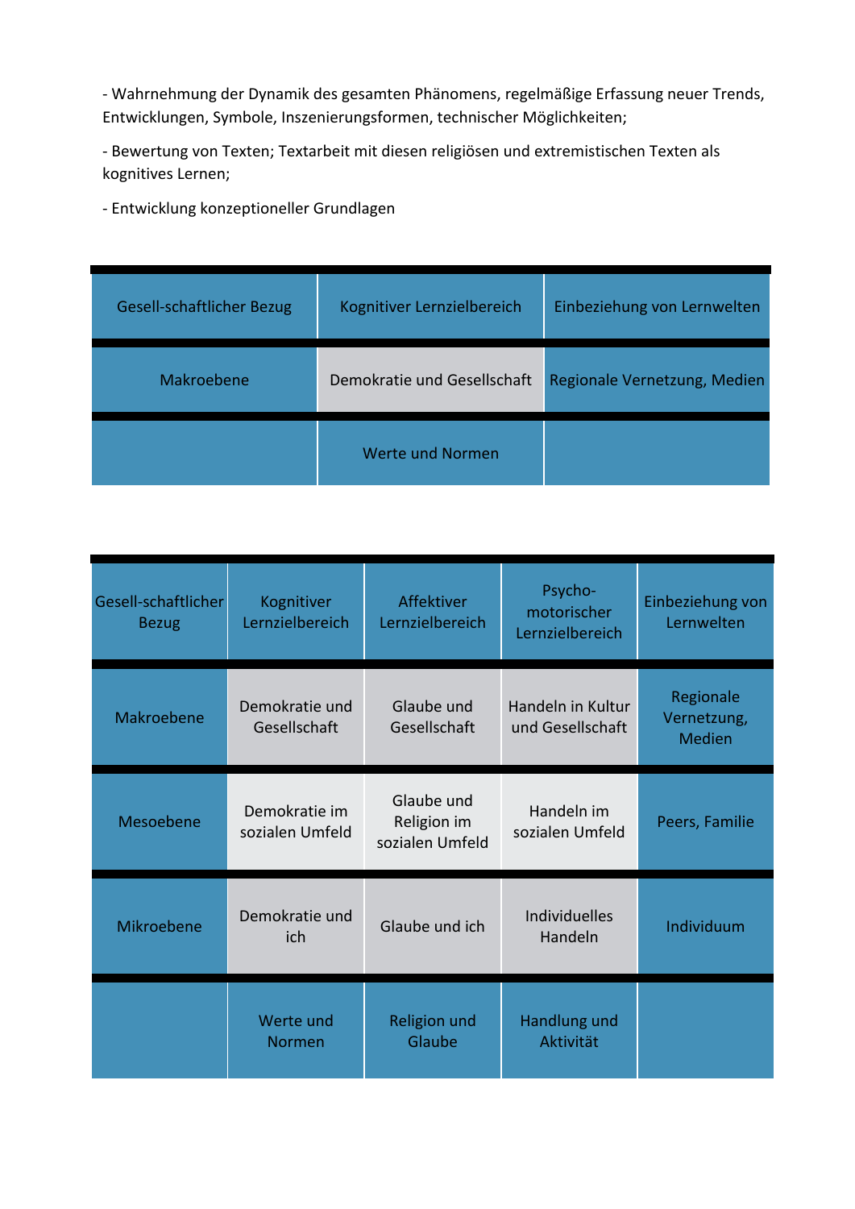- Wahrnehmung der Dynamik des gesamten Phänomens, regelmäßige Erfassung neuer Trends, Entwicklungen, Symbole, Inszenierungsformen, technischer Möglichkeiten;

- Bewertung von Texten; Textarbeit mit diesen religiösen und extremistischen Texten als kognitives Lernen;

- Entwicklung konzeptioneller Grundlagen

| Gesell-schaftlicher Bezug | Kognitiver Lernzielbereich | Einbeziehung von Lernwelten |
|---|---|---|
| Makroebene | Demokratie und Gesellschaft | Regionale Vernetzung, Medien |
| | Werte und Normen | |

| Gesell-schaftlicher Bezug | Kognitiver Lernzielbereich | Affektiver Lernzielbereich | Psycho-motorischer Lernzielbereich | Einbeziehung von Lernwelten |
|---|---|---|---|---|
| Makroebene | Demokratie und Gesellschaft | Glaube und Gesellschaft | Handeln in Kultur und Gesellschaft | Regionale Vernetzung, Medien |
| Mesoebene | Demokratie im sozialen Umfeld | Glaube und Religion im sozialen Umfeld | Handeln im sozialen Umfeld | Peers, Familie |
| Mikroebene | Demokratie und ich | Glaube und ich | Individuelles Handeln | Individuum |
| | Werte und Normen | Religion und Glaube | Handlung und Aktivität | |